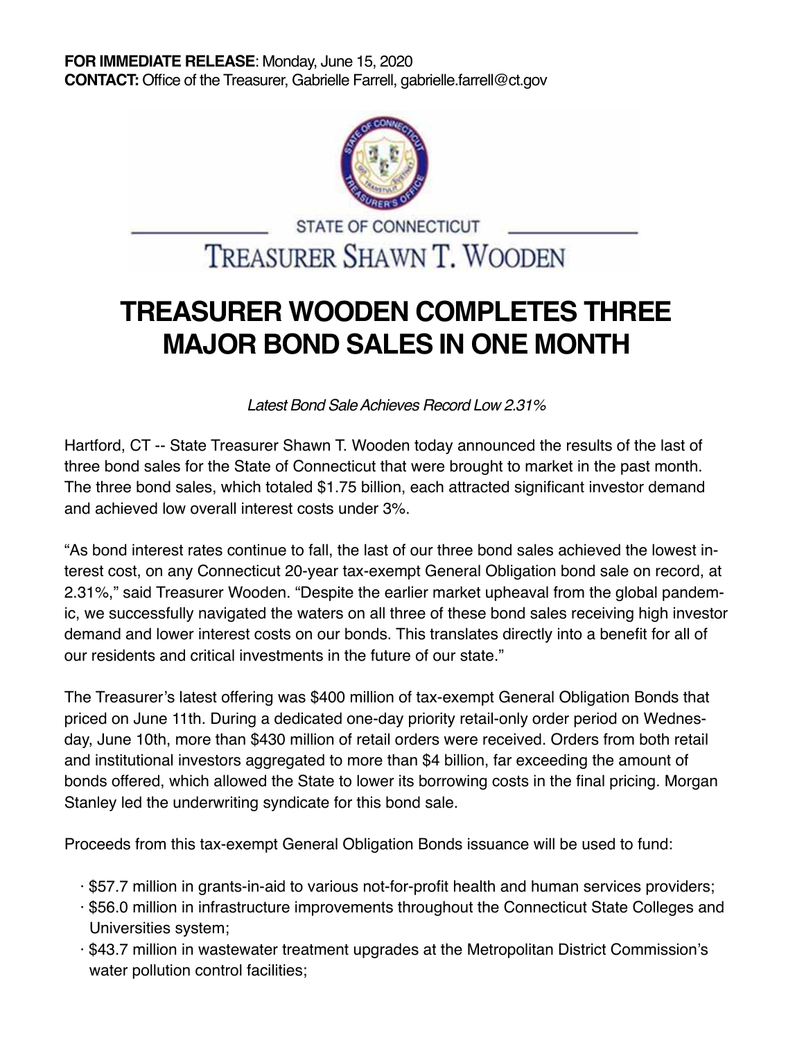**FOR IMMEDIATE RELEASE**: Monday, June 15, 2020
**CONTACT:** Office of the Treasurer, Gabrielle Farrell, gabrielle.farrell@ct.gov

STATE OF CONNECTICUT
TREASURER SHAWN T. WOODEN

# TREASURER WOODEN COMPLETES THREE MAJOR BOND SALES IN ONE MONTH

*Latest Bond Sale Achieves Record Low 2.31%*

Hartford, CT -- State Treasurer Shawn T. Wooden today announced the results of the last of three bond sales for the State of Connecticut that were brought to market in the past month. The three bond sales, which totaled $1.75 billion, each attracted significant investor demand and achieved low overall interest costs under 3%.

"As bond interest rates continue to fall, the last of our three bond sales achieved the lowest interest cost, on any Connecticut 20-year tax-exempt General Obligation bond sale on record, at 2.31%," said Treasurer Wooden. "Despite the earlier market upheaval from the global pandemic, we successfully navigated the waters on all three of these bond sales receiving high investor demand and lower interest costs on our bonds. This translates directly into a benefit for all of our residents and critical investments in the future of our state."

The Treasurer's latest offering was $400 million of tax-exempt General Obligation Bonds that priced on June 11th. During a dedicated one-day priority retail-only order period on Wednesday, June 10th, more than $430 million of retail orders were received. Orders from both retail and institutional investors aggregated to more than $4 billion, far exceeding the amount of bonds offered, which allowed the State to lower its borrowing costs in the final pricing. Morgan Stanley led the underwriting syndicate for this bond sale.

Proceeds from this tax-exempt General Obligation Bonds issuance will be used to fund:

- $57.7 million in grants-in-aid to various not-for-profit health and human services providers;
- $56.0 million in infrastructure improvements throughout the Connecticut State Colleges and Universities system;
- $43.7 million in wastewater treatment upgrades at the Metropolitan District Commission's water pollution control facilities;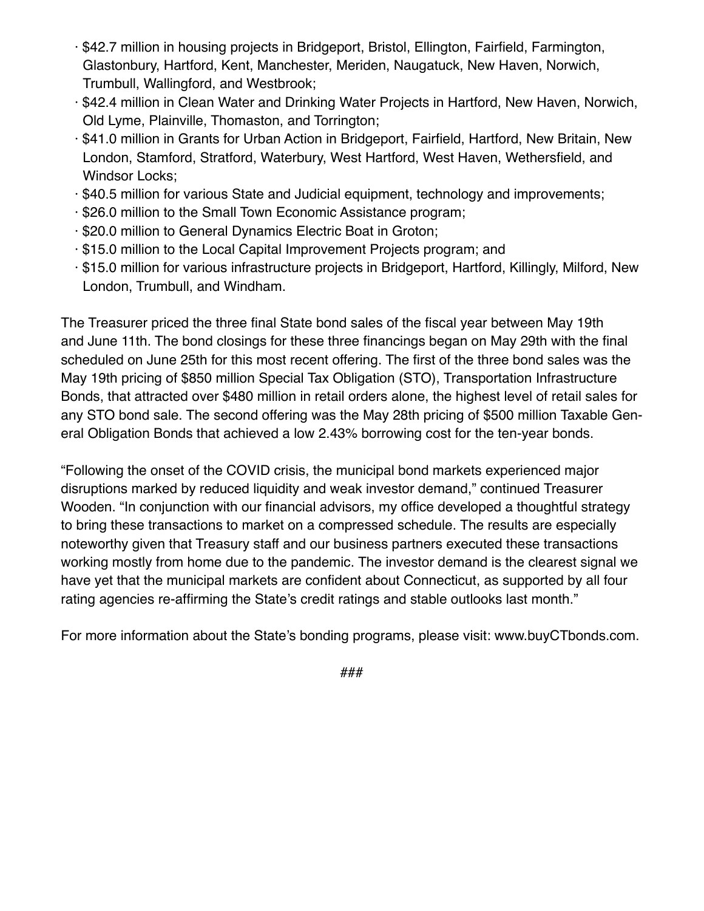- $42.7 million in housing projects in Bridgeport, Bristol, Ellington, Fairfield, Farmington, Glastonbury, Hartford, Kent, Manchester, Meriden, Naugatuck, New Haven, Norwich, Trumbull, Wallingford, and Westbrook;
- $42.4 million in Clean Water and Drinking Water Projects in Hartford, New Haven, Norwich, Old Lyme, Plainville, Thomaston, and Torrington;
- $41.0 million in Grants for Urban Action in Bridgeport, Fairfield, Hartford, New Britain, New London, Stamford, Stratford, Waterbury, West Hartford, West Haven, Wethersfield, and Windsor Locks;
- $40.5 million for various State and Judicial equipment, technology and improvements;
- $26.0 million to the Small Town Economic Assistance program;
- $20.0 million to General Dynamics Electric Boat in Groton;
- $15.0 million to the Local Capital Improvement Projects program; and
- $15.0 million for various infrastructure projects in Bridgeport, Hartford, Killingly, Milford, New London, Trumbull, and Windham.

The Treasurer priced the three final State bond sales of the fiscal year between May 19th and June 11th. The bond closings for these three financings began on May 29th with the final scheduled on June 25th for this most recent offering. The first of the three bond sales was the May 19th pricing of $850 million Special Tax Obligation (STO), Transportation Infrastructure Bonds, that attracted over $480 million in retail orders alone, the highest level of retail sales for any STO bond sale. The second offering was the May 28th pricing of $500 million Taxable General Obligation Bonds that achieved a low 2.43% borrowing cost for the ten-year bonds.

"Following the onset of the COVID crisis, the municipal bond markets experienced major disruptions marked by reduced liquidity and weak investor demand," continued Treasurer Wooden. "In conjunction with our financial advisors, my office developed a thoughtful strategy to bring these transactions to market on a compressed schedule. The results are especially noteworthy given that Treasury staff and our business partners executed these transactions working mostly from home due to the pandemic. The investor demand is the clearest signal we have yet that the municipal markets are confident about Connecticut, as supported by all four rating agencies re-affirming the State's credit ratings and stable outlooks last month."

For more information about the State's bonding programs, please visit: www.buyCTbonds.com.

###